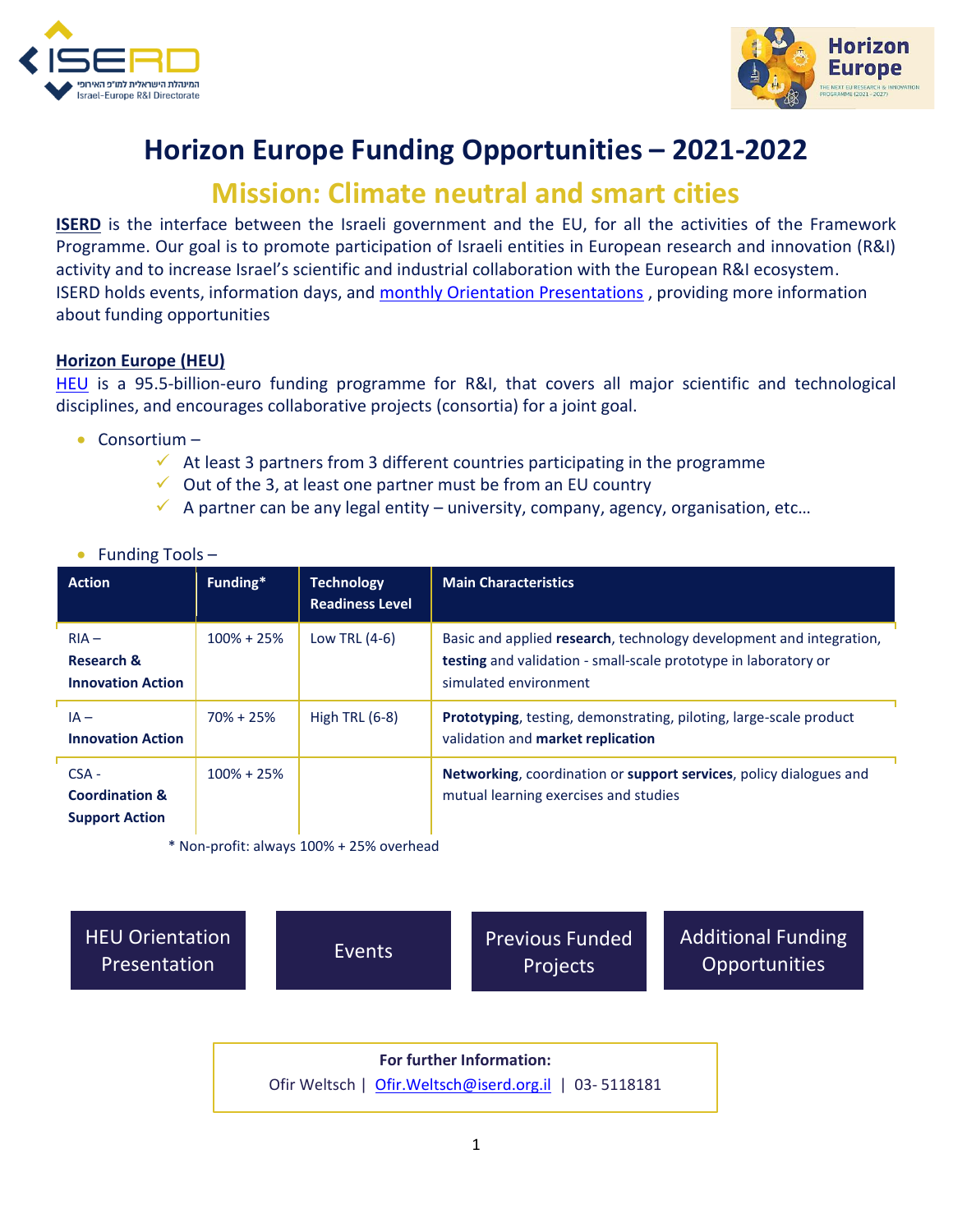# Horizon Europe Funding Opportunities – 2021-2022

## Mission: Climate neutral and smart cities

**ISERD** is the interface between the Israeli government and the EU, for all the activities of the Framework Programme. Our goal is to promote participation of Israeli entities in European research and innovation (R&I) activity and to increase Israel's scientific and industrial collaboration with the European R&I ecosystem.
ISERD holds events, information days, and monthly Orientation Presentations , providing more information about funding opportunities

### Horizon Europe (HEU)

HEU is a 95.5-billion-euro funding programme for R&I, that covers all major scientific and technological disciplines, and encourages collaborative projects (consortia) for a joint goal.

- Consortium –
  - ✓ At least 3 partners from 3 different countries participating in the programme
  - ✓ Out of the 3, at least one partner must be from an EU country
  - ✓ A partner can be any legal entity – university, company, agency, organisation, etc…

- Funding Tools –

| Action | Funding* | Technology Readiness Level | Main Characteristics |
|---|---|---|---|
| RIA – **Research & Innovation Action** | 100% + 25% | Low TRL (4-6) | Basic and applied **research**, technology development and integration, **testing** and validation - small-scale prototype in laboratory or simulated environment |
| IA – **Innovation Action** | 70% + 25% | High TRL (6-8) | **Prototyping**, testing, demonstrating, piloting, large-scale product validation and **market replication** |
| CSA - **Coordination & Support Action** | 100% + 25% | | **Networking**, coordination or **support services**, policy dialogues and mutual learning exercises and studies |

\* Non-profit: always 100% + 25% overhead

HEU Orientation Presentation | Events | Previous Funded Projects | Additional Funding Opportunities

**For further Information:**
Ofir Weltsch | Ofir.Weltsch@iserd.org.il | 03- 5118181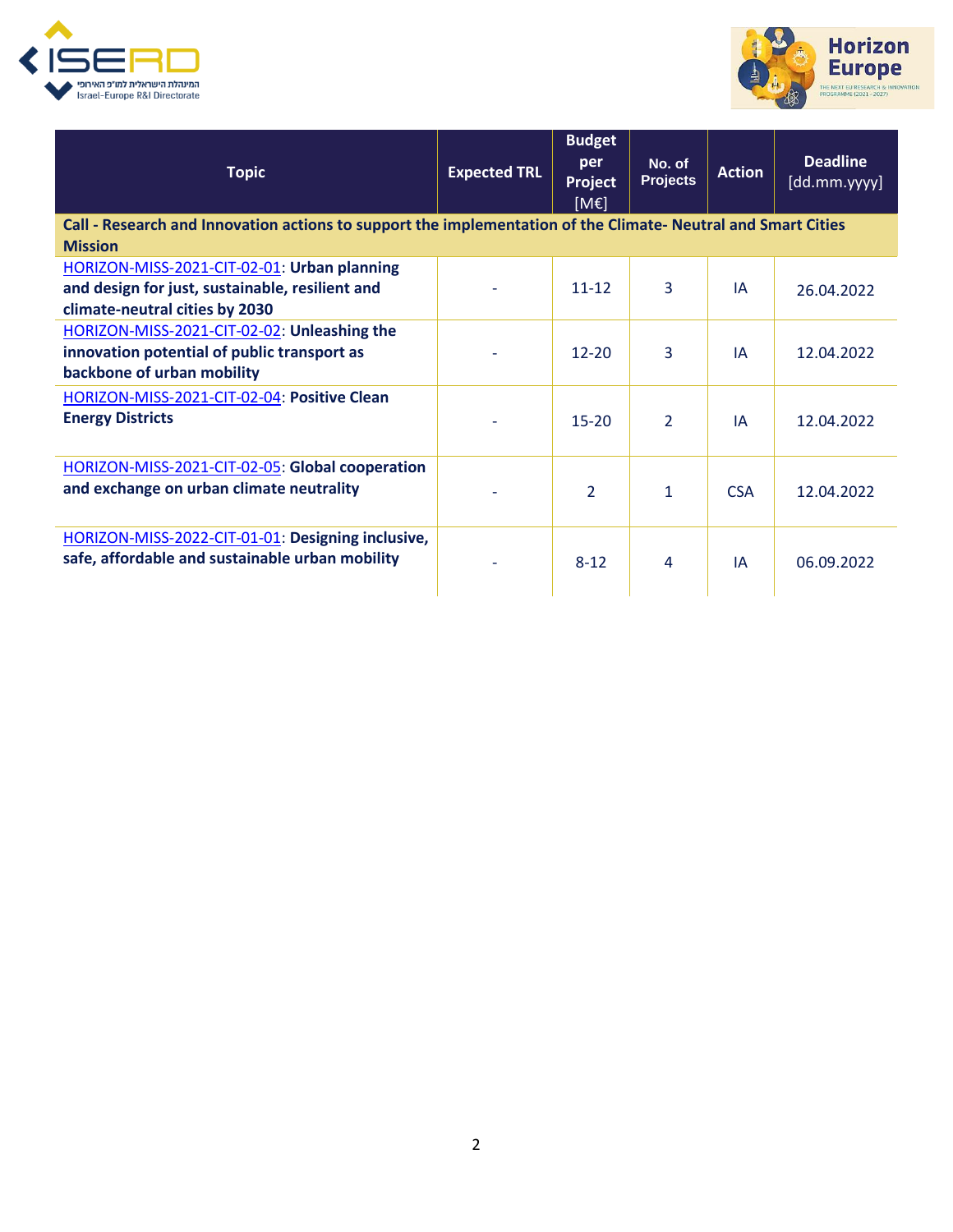| Topic | Expected TRL | Budget per Project [M€] | No. of Projects | Action | Deadline [dd.mm.yyyy] |
|---|---|---|---|---|---|
| **Call - Research and Innovation actions to support the implementation of the Climate- Neutral and Smart Cities Mission** | | | | | |
| HORIZON-MISS-2021-CIT-02-01: **Urban planning and design for just, sustainable, resilient and climate-neutral cities by 2030** | - | 11-12 | 3 | IA | 26.04.2022 |
| HORIZON-MISS-2021-CIT-02-02: **Unleashing the innovation potential of public transport as backbone of urban mobility** | - | 12-20 | 3 | IA | 12.04.2022 |
| HORIZON-MISS-2021-CIT-02-04: **Positive Clean Energy Districts** | - | 15-20 | 2 | IA | 12.04.2022 |
| HORIZON-MISS-2021-CIT-02-05: **Global cooperation and exchange on urban climate neutrality** | - | 2 | 1 | CSA | 12.04.2022 |
| HORIZON-MISS-2022-CIT-01-01: **Designing inclusive, safe, affordable and sustainable urban mobility** | - | 8-12 | 4 | IA | 06.09.2022 |